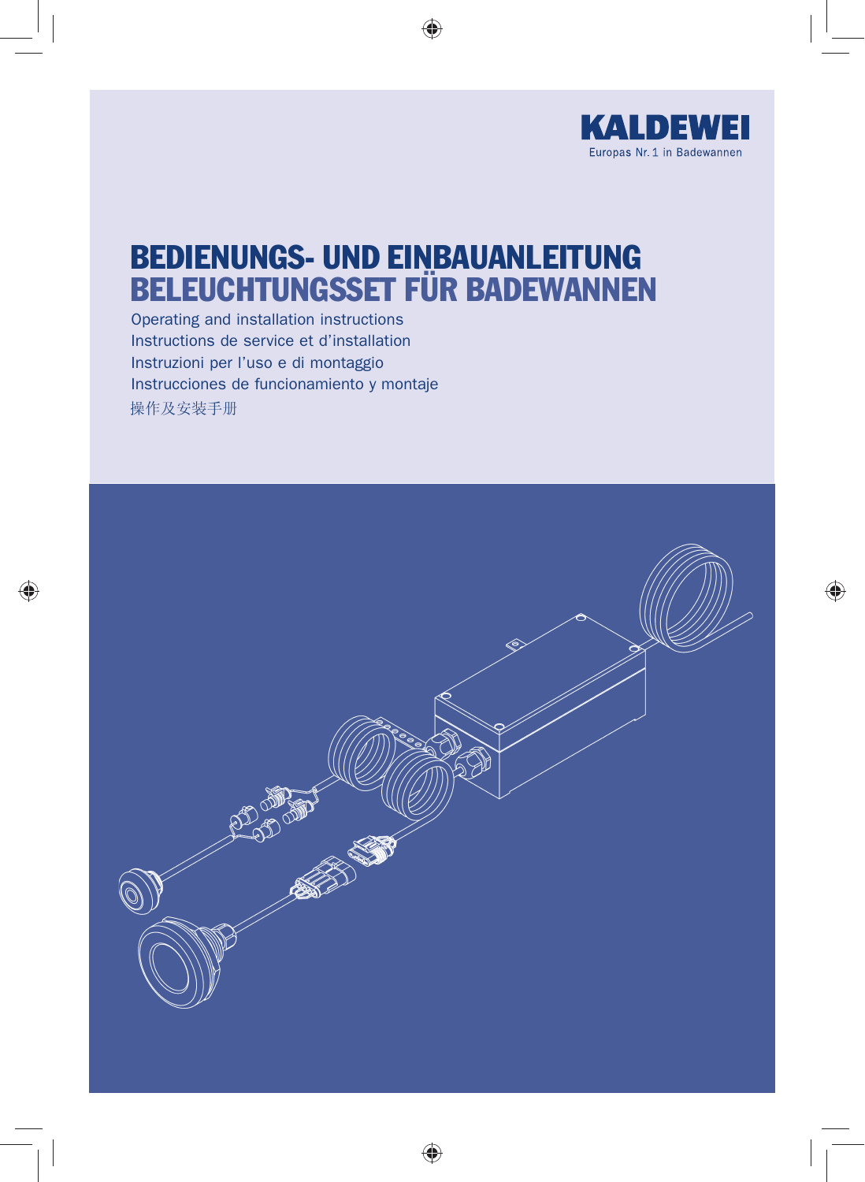KALDEWEI

Europas Nr. 1 in Badewannen

# BEDIENUNGS- UND EINBAUANLEITUNG
# BELEUCHTUNGSSET FÜR BADEWANNEN

Operating and installation instructions

Instructions de service et d'installation

Instruzioni per l'uso e di montaggio

Instrucciones de funcionamiento y montaje

操作及安装手册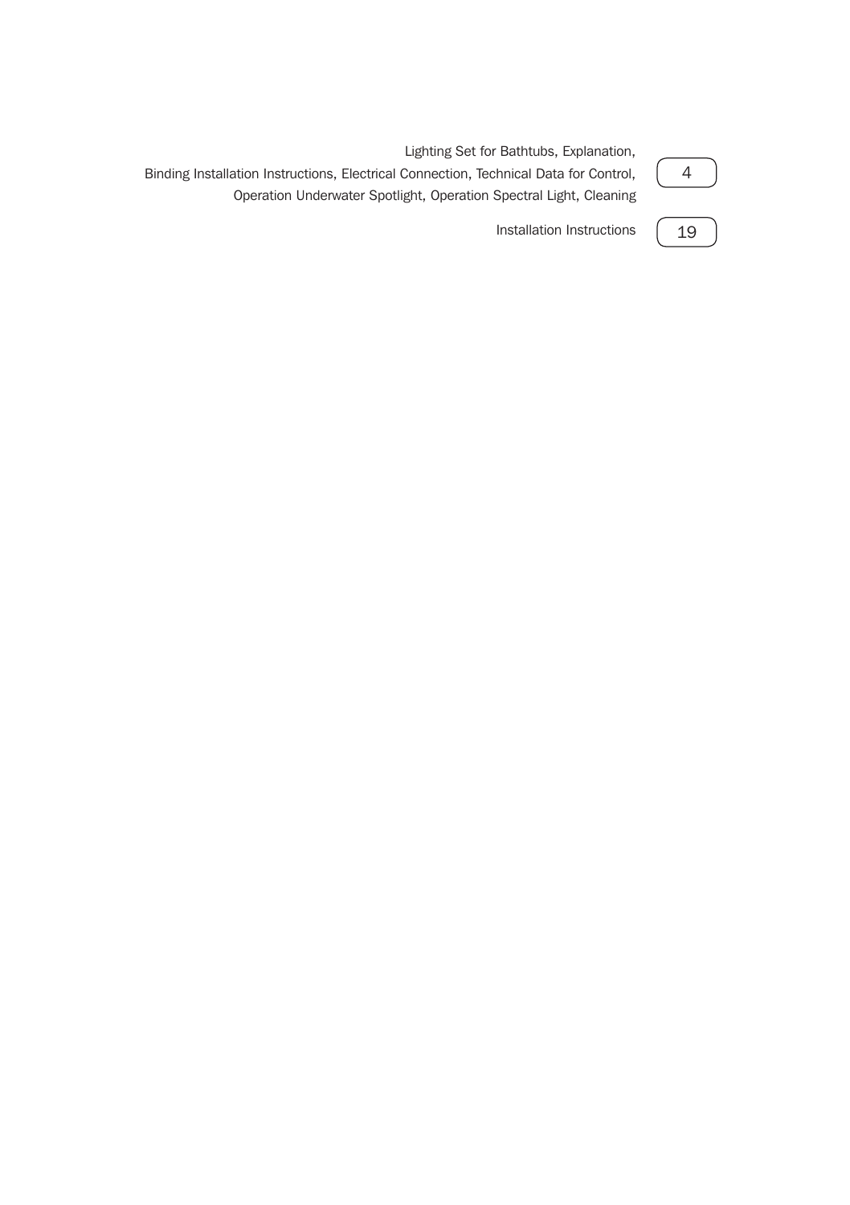| Contents | Page |
|---|---|
| Lighting Set for Bathtubs, Explanation, Binding Installation Instructions, Electrical Connection, Technical Data for Control, Operation Underwater Spotlight, Operation Spectral Light, Cleaning | 4 |
| Installation Instructions | 19 |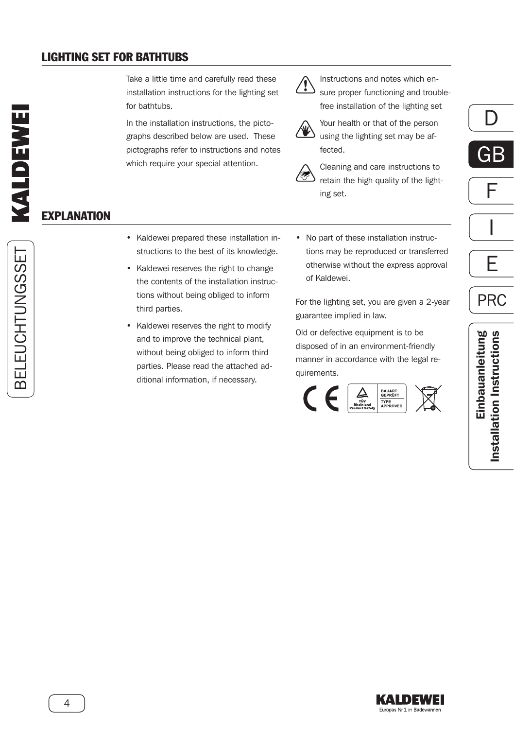## LIGHTING SET FOR BATHTUBS

Take a little time and carefully read these installation instructions for the lighting set for bathtubs.

In the installation instructions, the pictographs described below are used. These pictographs refer to instructions and notes which require your special attention.

Instructions and notes which ensure proper functioning and trouble-free installation of the lighting set

Your health or that of the person using the lighting set may be affected.

Cleaning and care instructions to retain the high quality of the lighting set.

## EXPLANATION

- Kaldewei prepared these installation instructions to the best of its knowledge.
- Kaldewei reserves the right to change the contents of the installation instructions without being obliged to inform third parties.
- Kaldewei reserves the right to modify and to improve the technical plant, without being obliged to inform third parties. Please read the attached additional information, if necessary.
- No part of these installation instructions may be reproduced or transferred otherwise without the express approval of Kaldewei.

For the lighting set, you are given a 2-year guarantee implied in law.

Old or defective equipment is to be disposed of in an environment-friendly manner in accordance with the legal requirements.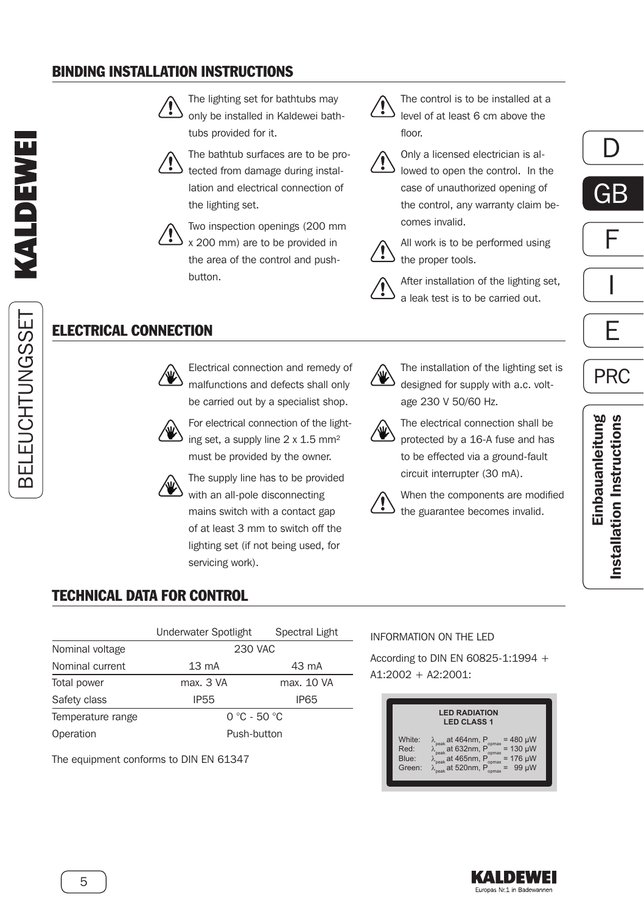## BINDING INSTALLATION INSTRUCTIONS

- The lighting set for bathtubs may only be installed in Kaldewei bathtubs provided for it.
- The bathtub surfaces are to be protected from damage during installation and electrical connection of the lighting set.
- Two inspection openings (200 mm x 200 mm) are to be provided in the area of the control and push-button.
- The control is to be installed at a level of at least 6 cm above the floor.
- Only a licensed electrician is allowed to open the control. In the case of unauthorized opening of the control, any warranty claim becomes invalid.
- All work is to be performed using the proper tools.
- After installation of the lighting set, a leak test is to be carried out.

## ELECTRICAL CONNECTION

- Electrical connection and remedy of malfunctions and defects shall only be carried out by a specialist shop.
- For electrical connection of the lighting set, a supply line 2 x 1.5 mm² must be provided by the owner.
- The supply line has to be provided with an all-pole disconnecting mains switch with a contact gap of at least 3 mm to switch off the lighting set (if not being used, for servicing work).
- The installation of the lighting set is designed for supply with a.c. voltage 230 V 50/60 Hz.
- The electrical connection shall be protected by a 16-A fuse and has to be effected via a ground-fault circuit interrupter (30 mA).
- When the components are modified the guarantee becomes invalid.

## TECHNICAL DATA FOR CONTROL

| | Underwater Spotlight | Spectral Light |
|---|---|---|
| Nominal voltage | 230 VAC | |
| Nominal current | 13 mA | 43 mA |
| Total power | max. 3 VA | max. 10 VA |
| Safety class | IP55 | IP65 |
| Temperature range | 0 °C - 50 °C | |
| Operation | Push-button | |

The equipment conforms to DIN EN 61347

INFORMATION ON THE LED

According to DIN EN 60825-1:1994 + A1:2002 + A2:2001:

**LED RADIATION**
**LED CLASS 1**

| | |
|---|---|
| White: | $\lambda_{peak}$ at 464nm, $P_{opmax}$ = 480 µW |
| Red: | $\lambda_{peak}$ at 632nm, $P_{opmax}$ = 130 µW |
| Blue: | $\lambda_{peak}$ at 465nm, $P_{opmax}$ = 176 µW |
| Green: | $\lambda_{peak}$ at 520nm, $P_{opmax}$ = 99 µW |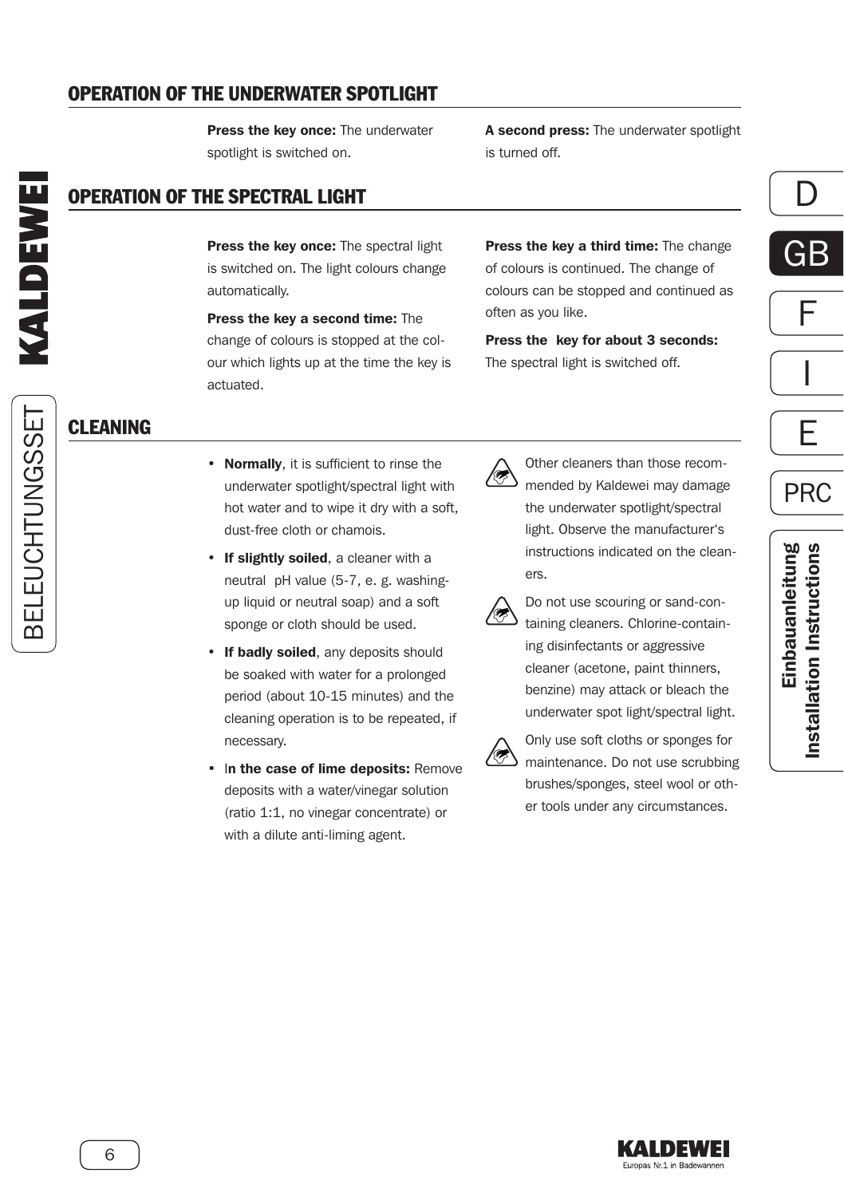## OPERATION OF THE UNDERWATER SPOTLIGHT

**Press the key once:** The underwater spotlight is switched on.

**A second press:** The underwater spotlight is turned off.

## OPERATION OF THE SPECTRAL LIGHT

**Press the key once:** The spectral light is switched on. The light colours change automatically.

**Press the key a second time:** The change of colours is stopped at the colour which lights up at the time the key is actuated.

**Press the key a third time:** The change of colours is continued. The change of colours can be stopped and continued as often as you like.

**Press the  key for about 3 seconds:** The spectral light is switched off.

## CLEANING

- **Normally**, it is sufficient to rinse the underwater spotlight/spectral light with hot water and to wipe it dry with a soft, dust-free cloth or chamois.
- **If slightly soiled**, a cleaner with a neutral  pH value (5-7, e. g. washing-up liquid or neutral soap) and a soft sponge or cloth should be used.
- **If badly soiled**, any deposits should be soaked with water for a prolonged period (about 10-15 minutes) and the cleaning operation is to be repeated, if necessary.
- I**n the case of lime deposits:** Remove deposits with a water/vinegar solution (ratio 1:1, no vinegar concentrate) or with a dilute anti-liming agent.

Other cleaners than those recommended by Kaldewei may damage the underwater spotlight/spectral light. Observe the manufacturer's instructions indicated on the cleaners.

Do not use scouring or sand-containing cleaners. Chlorine-containing disinfectants or aggressive cleaner (acetone, paint thinners, benzine) may attack or bleach the underwater spot light/spectral light.

Only use soft cloths or sponges for maintenance. Do not use scrubbing brushes/sponges, steel wool or other tools under any circumstances.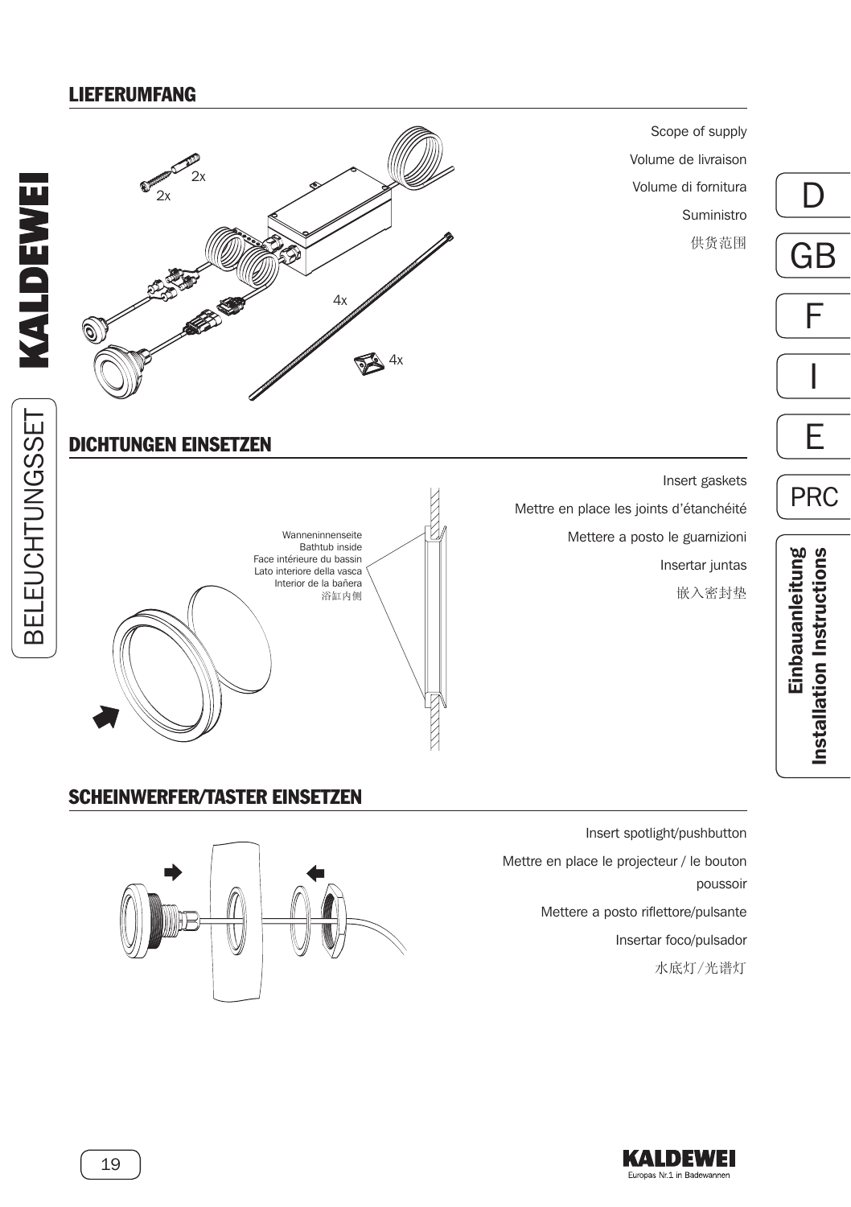## LIEFERUMFANG

2x

2x

4x

4x

Scope of supply

Volume de livraison

Volume di fornitura

Suministro

供货范围

## DICHTUNGEN EINSETZEN

Wanneninnenseite
Bathtub inside
Face intérieure du bassin
Lato interiore della vasca
Interior de la bañera
浴缸内侧

Insert gaskets

Mettre en place les joints d'étanchéité

Mettere a posto le guarnizioni

Insertar juntas

嵌入密封垫

## SCHEINWERFER/TASTER EINSETZEN

Insert spotlight/pushbutton

Mettre en place le projecteur / le bouton poussoir

Mettere a posto riflettore/pulsante

Insertar foco/pulsador

水底灯/光谱灯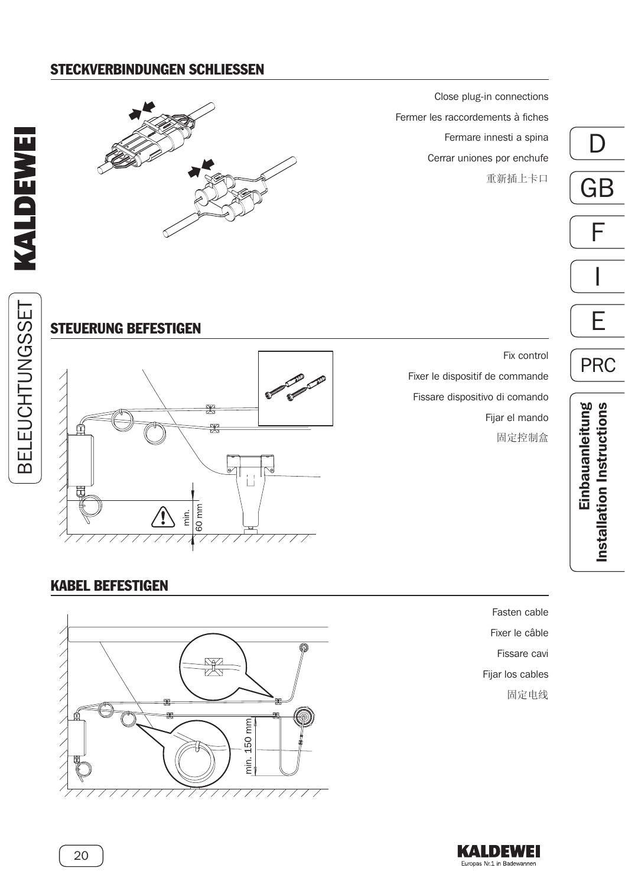## STECKVERBINDUNGEN SCHLIESSEN

Close plug-in connections

Fermer les raccordements à fiches

Fermare innesti a spina

Cerrar uniones por enchufe

重新插上卡口

## STEUERUNG BEFESTIGEN

min. 60 mm

Fix control

Fixer le dispositif de commande

Fissare dispositivo di comando

Fijar el mando

固定控制盒

## KABEL BEFESTIGEN

min. 150 mm

Fasten cable

Fixer le câble

Fissare cavi

Fijar los cables

固定电线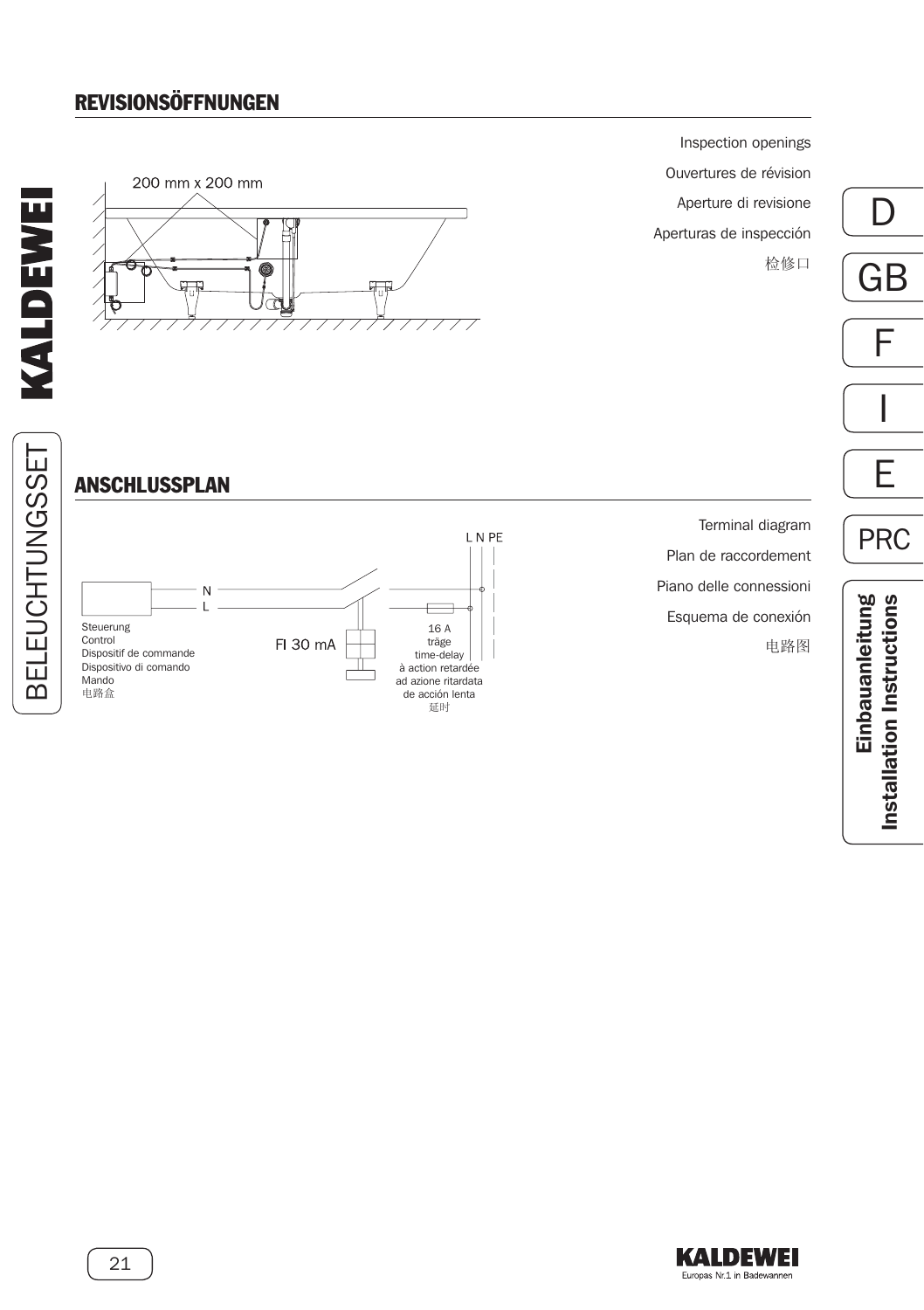## REVISIONSÖFFNUNGEN

Inspection openings

Ouvertures de révision

Aperture di revisione

Aperturas de inspección

检修口

200 mm x 200 mm

## ANSCHLUSSPLAN

Terminal diagram

Plan de raccordement

Piano delle connessioni

Esquema de conexión

电路图

L N PE

N

L

Steuerung
Control
Dispositif de commande
Dispositivo di comando
Mando
电路盒

FI 30 mA

16 A
träge
time-delay
à action retardée
ad azione ritardata
de acción lenta
延时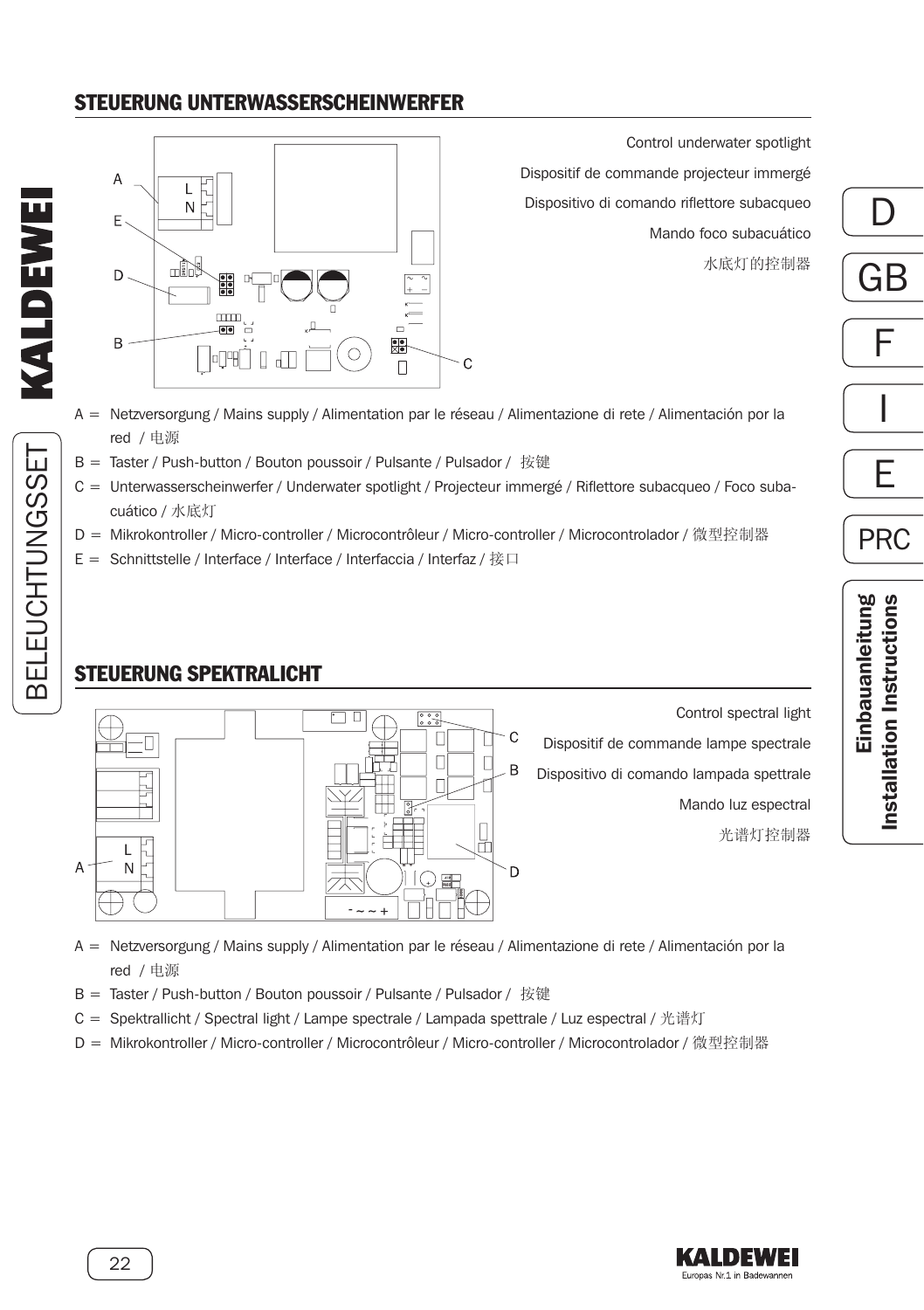## STEUERUNG UNTERWASSERSCHEINWERFER

Control underwater spotlight

Dispositif de commande projecteur immergé

Dispositivo di comando riflettore subacqueo

Mando foco subacuático

水底灯的控制器

- A = Netzversorgung / Mains supply / Alimentation par le réseau / Alimentazione di rete / Alimentación por la red / 电源
- B = Taster / Push-button / Bouton poussoir / Pulsante / Pulsador / 按键
- C = Unterwasserscheinwerfer / Underwater spotlight / Projecteur immergé / Riflettore subacqueo / Foco subacuático / 水底灯
- D = Mikrokontroller / Micro-controller / Microcontrôleur / Micro-controller / Microcontrolador / 微型控制器
- E = Schnittstelle / Interface / Interface / Interfaccia / Interfaz / 接口

## STEUERUNG SPEKTRALICHT

Control spectral light

Dispositif de commande lampe spectrale

Dispositivo di comando lampada spettrale

Mando luz espectral

光谱灯控制器

- A = Netzversorgung / Mains supply / Alimentation par le réseau / Alimentazione di rete / Alimentación por la red / 电源
- B = Taster / Push-button / Bouton poussoir / Pulsante / Pulsador / 按键
- C = Spektrallicht / Spectral light / Lampe spectrale / Lampada spettrale / Luz espectral / 光谱灯
- D = Mikrokontroller / Micro-controller / Microcontrôleur / Micro-controller / Microcontrolador / 微型控制器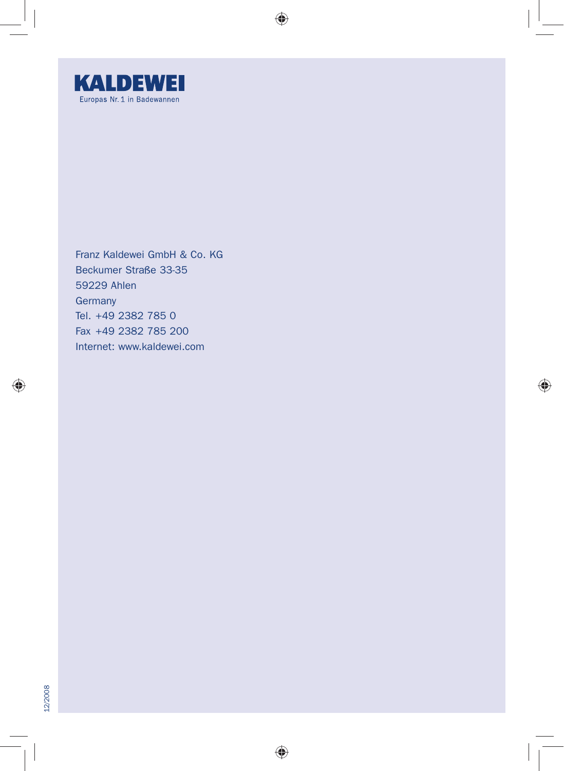**KALDEWEI**

Europas Nr. 1 in Badewannen

Franz Kaldewei GmbH & Co. KG
Beckumer Straße 33-35
59229 Ahlen
Germany
Tel. +49 2382 785 0
Fax +49 2382 785 200
Internet: www.kaldewei.com

12/2008